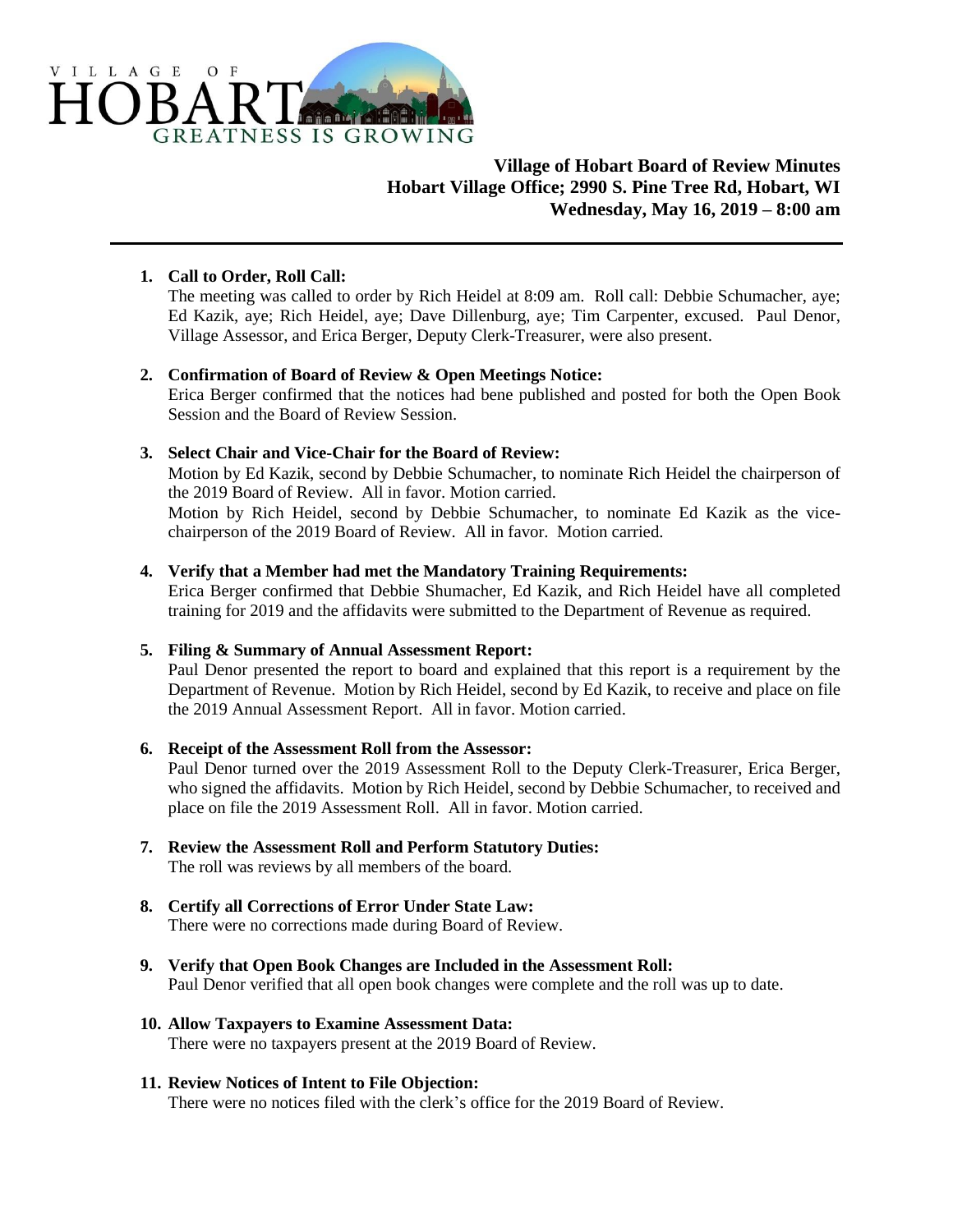VILLAGE OF HOBART
GREATNESS IS GROWING

**Village of Hobart Board of Review Minutes**
**Hobart Village Office; 2990 S. Pine Tree Rd, Hobart, WI**
**Wednesday, May 16, 2019 – 8:00 am**

---

1. **Call to Order, Roll Call:**
   The meeting was called to order by Rich Heidel at 8:09 am. Roll call: Debbie Schumacher, aye; Ed Kazik, aye; Rich Heidel, aye; Dave Dillenburg, aye; Tim Carpenter, excused. Paul Denor, Village Assessor, and Erica Berger, Deputy Clerk-Treasurer, were also present.

2. **Confirmation of Board of Review & Open Meetings Notice:**
   Erica Berger confirmed that the notices had bene published and posted for both the Open Book Session and the Board of Review Session.

3. **Select Chair and Vice-Chair for the Board of Review:**
   Motion by Ed Kazik, second by Debbie Schumacher, to nominate Rich Heidel the chairperson of the 2019 Board of Review. All in favor. Motion carried.
   Motion by Rich Heidel, second by Debbie Schumacher, to nominate Ed Kazik as the vice-chairperson of the 2019 Board of Review. All in favor. Motion carried.

4. **Verify that a Member had met the Mandatory Training Requirements:**
   Erica Berger confirmed that Debbie Shumacher, Ed Kazik, and Rich Heidel have all completed training for 2019 and the affidavits were submitted to the Department of Revenue as required.

5. **Filing & Summary of Annual Assessment Report:**
   Paul Denor presented the report to board and explained that this report is a requirement by the Department of Revenue. Motion by Rich Heidel, second by Ed Kazik, to receive and place on file the 2019 Annual Assessment Report. All in favor. Motion carried.

6. **Receipt of the Assessment Roll from the Assessor:**
   Paul Denor turned over the 2019 Assessment Roll to the Deputy Clerk-Treasurer, Erica Berger, who signed the affidavits. Motion by Rich Heidel, second by Debbie Schumacher, to received and place on file the 2019 Assessment Roll. All in favor. Motion carried.

7. **Review the Assessment Roll and Perform Statutory Duties:**
   The roll was reviews by all members of the board.

8. **Certify all Corrections of Error Under State Law:**
   There were no corrections made during Board of Review.

9. **Verify that Open Book Changes are Included in the Assessment Roll:**
   Paul Denor verified that all open book changes were complete and the roll was up to date.

10. **Allow Taxpayers to Examine Assessment Data:**
    There were no taxpayers present at the 2019 Board of Review.

11. **Review Notices of Intent to File Objection:**
    There were no notices filed with the clerk's office for the 2019 Board of Review.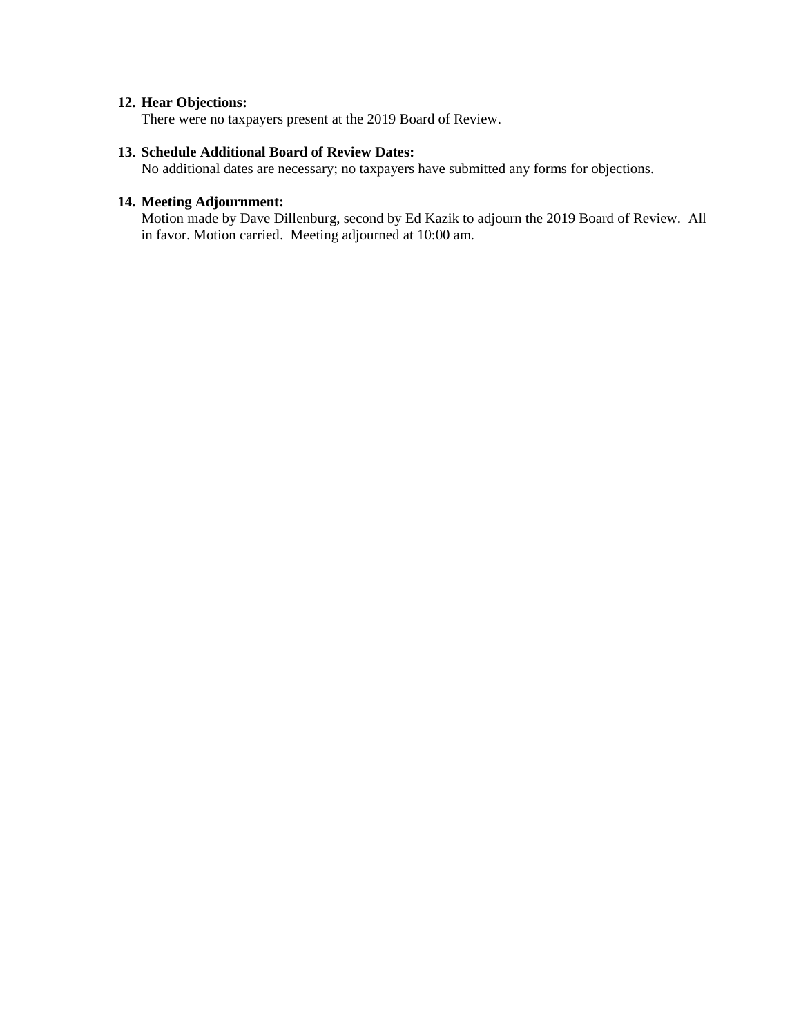12. **Hear Objections:**
    There were no taxpayers present at the 2019 Board of Review.

13. **Schedule Additional Board of Review Dates:**
    No additional dates are necessary; no taxpayers have submitted any forms for objections.

14. **Meeting Adjournment:**
    Motion made by Dave Dillenburg, second by Ed Kazik to adjourn the 2019 Board of Review. All in favor. Motion carried. Meeting adjourned at 10:00 am.